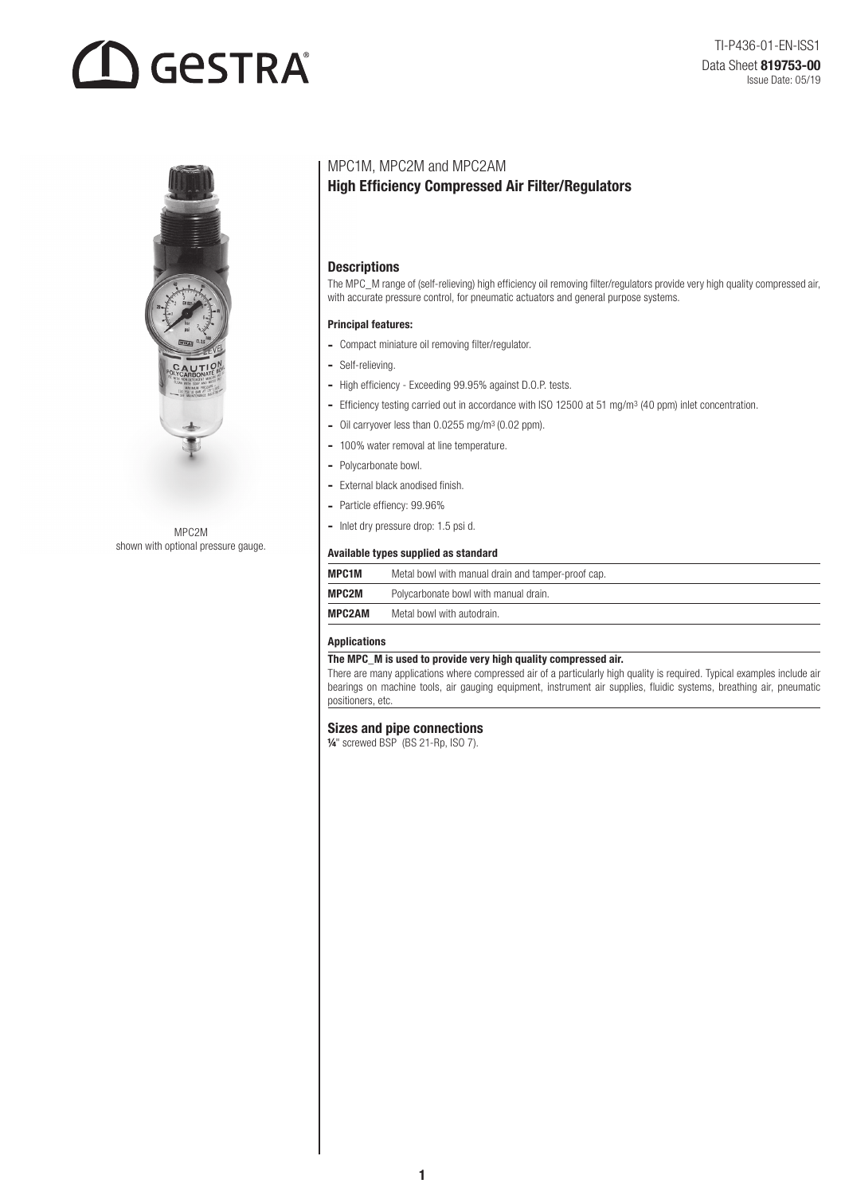TI-P436-01-EN-ISS1
Data Sheet **819753-00**
Issue Date: 05/19

MPC2M
shown with optional pressure gauge.

# MPC1M, MPC2M and MPC2AM
## High Efficiency Compressed Air Filter/Regulators

### Descriptions

The MPC_M range of (self-relieving) high efficiency oil removing filter/regulators provide very high quality compressed air, with accurate pressure control, for pneumatic actuators and general purpose systems.

#### Principal features:

- Compact miniature oil removing filter/regulator.
- Self-relieving.
- High efficiency - Exceeding 99.95% against D.O.P. tests.
- Efficiency testing carried out in accordance with ISO 12500 at 51 mg/m³ (40 ppm) inlet concentration.
- Oil carryover less than 0.0255 mg/m³ (0.02 ppm).
- 100% water removal at line temperature.
- Polycarbonate bowl.
- External black anodised finish.
- Particle effiency: 99.96%
- Inlet dry pressure drop: 1.5 psi d.

#### Available types supplied as standard

| | |
|---|---|
| **MPC1M** | Metal bowl with manual drain and tamper-proof cap. |
| **MPC2M** | Polycarbonate bowl with manual drain. |
| **MPC2AM** | Metal bowl with autodrain. |

#### Applications

**The MPC_M is used to provide very high quality compressed air.**

There are many applications where compressed air of a particularly high quality is required. Typical examples include air bearings on machine tools, air gauging equipment, instrument air supplies, fluidic systems, breathing air, pneumatic positioners, etc.

### Sizes and pipe connections

**¼**" screwed BSP (BS 21-Rp, ISO 7).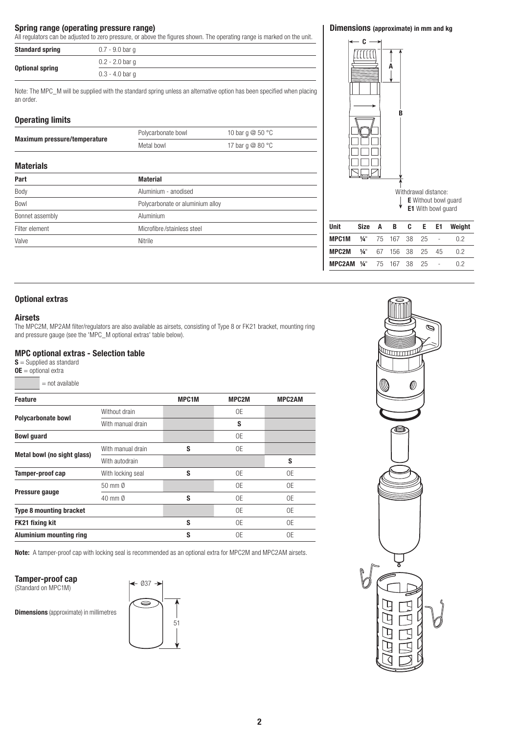## Spring range (operating pressure range)

All regulators can be adjusted to zero pressure, or above the figures shown. The operating range is marked on the unit.

| | |
|---|---|
| **Standard spring** | 0.7 - 9.0 bar g |
| **Optional spring** | 0.2 - 2.0 bar g |
| | 0.3 - 4.0 bar g |

Note: The MPC_M will be supplied with the standard spring unless an alternative option has been specified when placing an order.

## Operating limits

| | | |
|---|---|---|
| **Maximum pressure/temperature** | Polycarbonate bowl | 10 bar g @ 50 °C |
| | Metal bowl | 17 bar g @ 80 °C |

## Materials

| Part | Material |
|---|---|
| Body | Aluminium - anodised |
| Bowl | Polycarbonate or aluminium alloy |
| Bonnet assembly | Aluminium |
| Filter element | Microfibre/stainless steel |
| Valve | Nitrile |

## Dimensions (approximate) in mm and kg

Withdrawal distance:
**E** Without bowl guard
**E1** With bowl guard

| Unit | Size | A | B | C | E | E1 | Weight |
|---|---|---|---|---|---|---|---|
| **MPC1M** | ¼" | 75 | 167 | 38 | 25 | - | 0.2 |
| **MPC2M** | ¼" | 67 | 156 | 38 | 25 | 45 | 0.2 |
| **MPC2AM** | ¼" | 75 | 167 | 38 | 25 | - | 0.2 |

## Optional extras

### Airsets

The MPC2M, MP2AM filter/regulators are also available as airsets, consisting of Type 8 or FK21 bracket, mounting ring and pressure gauge (see the 'MPC_M optional extras' table below).

### MPC optional extras - Selection table

**S** = Supplied as standard
**OE** = optional extra
(shaded) = not available

| Feature | | MPC1M | MPC2M | MPC2AM |
|---|---|---|---|---|
| **Polycarbonate bowl** | Without drain | | OE | |
| | With manual drain | | S | |
| **Bowl guard** | | | OE | |
| **Metal bowl (no sight glass)** | With manual drain | S | OE | |
| | With autodrain | | | S |
| **Tamper-proof cap** | With locking seal | S | OE | OE |
| **Pressure gauge** | 50 mm Ø | | OE | OE |
| | 40 mm Ø | S | OE | OE |
| **Type 8 mounting bracket** | | | OE | OE |
| **FK21 fixing kit** | | S | OE | OE |
| **Aluminium mounting ring** | | S | OE | OE |

**Note:** A tamper-proof cap with locking seal is recommended as an optional extra for MPC2M and MPC2AM airsets.

### Tamper-proof cap

(Standard on MPC1M)

**Dimensions** (approximate) in millimetres

Ø37

51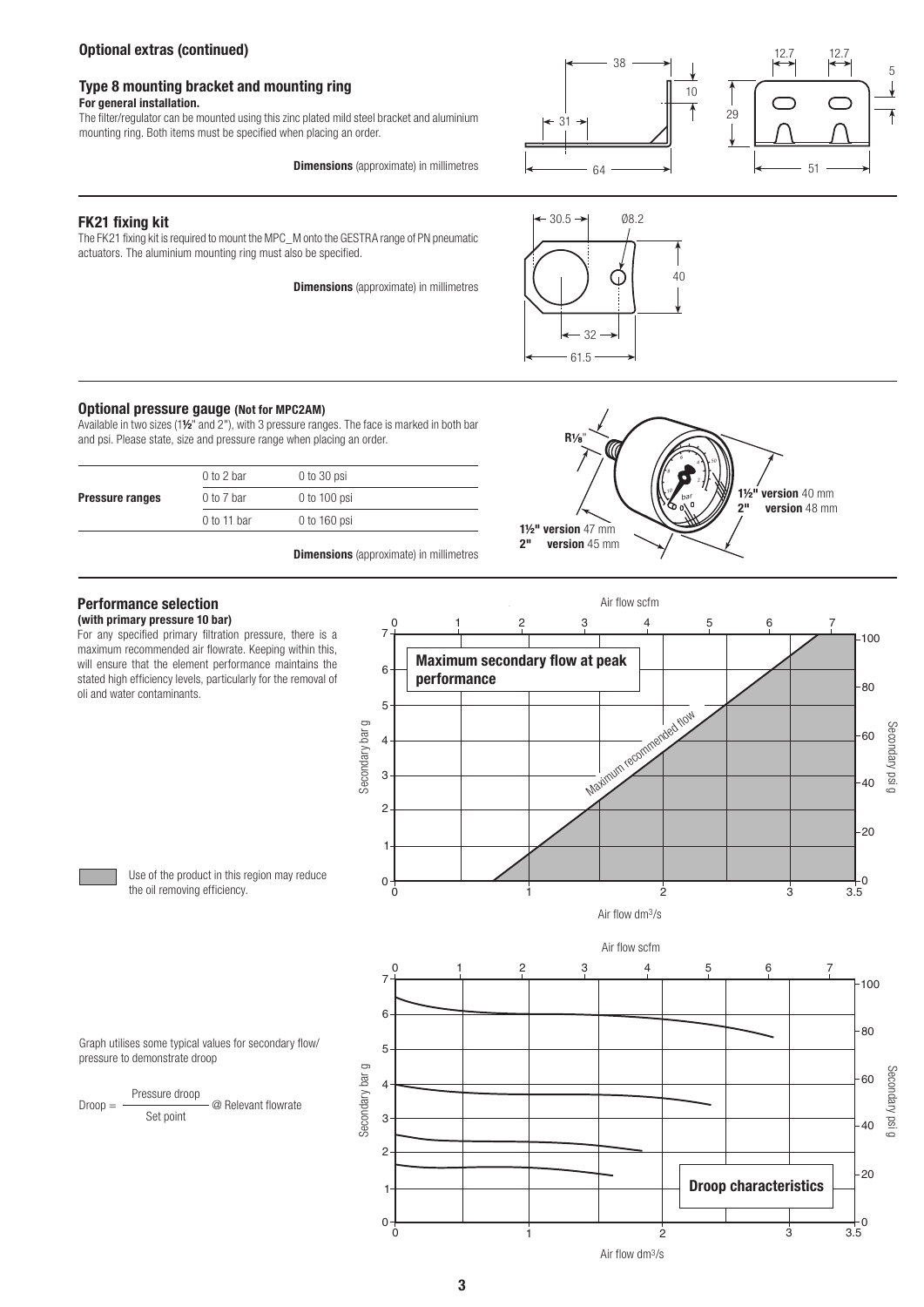## Optional extras (continued)

### Type 8 mounting bracket and mounting ring

**For general installation.**

The filter/regulator can be mounted using this zinc plated mild steel bracket and aluminium mounting ring. Both items must be specified when placing an order.

**Dimensions** (approximate) in millimetres

### FK21 fixing kit

The FK21 fixing kit is required to mount the MPC_M onto the GESTRA range of PN pneumatic actuators. The aluminium mounting ring must also be specified.

**Dimensions** (approximate) in millimetres

### Optional pressure gauge (Not for MPC2AM)

Available in two sizes (1½" and 2"), with 3 pressure ranges. The face is marked in both bar and psi. Please state, size and pressure range when placing an order.

| | | |
|---|---|---|
| **Pressure ranges** | 0 to 2 bar | 0 to 30 psi |
| | 0 to 7 bar | 0 to 100 psi |
| | 0 to 11 bar | 0 to 160 psi |

**Dimensions** (approximate) in millimetres

R⅛"

**1½" version** 47 mm
**2" version** 45 mm

**1½" version** 40 mm
**2" version** 48 mm

### Performance selection

**(with primary pressure 10 bar)**

For any specified primary filtration pressure, there is a maximum recommended air flowrate. Keeping within this, will ensure that the element performance maintains the stated high efficiency levels, particularly for the removal of oli and water contaminants.

**Maximum secondary flow at peak performance**

Use of the product in this region may reduce the oil removing efficiency.

Graph utilises some typical values for secondary flow/pressure to demonstrate droop

$$\text{Droop} = \frac{\text{Pressure droop}}{\text{Set point}} \text{ @ Relevant flowrate}$$

**Droop characteristics**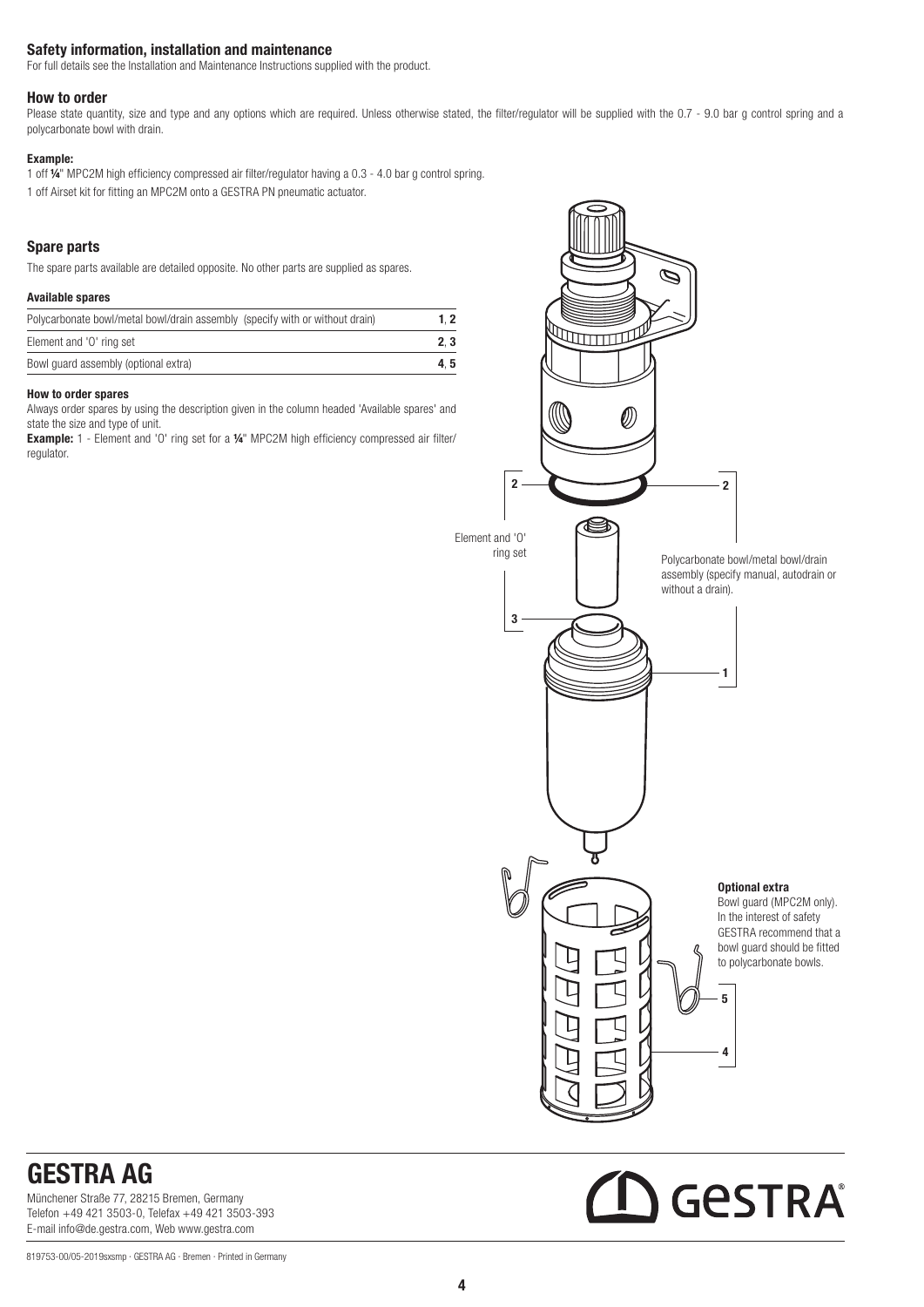## Safety information, installation and maintenance

For full details see the Installation and Maintenance Instructions supplied with the product.

## How to order

Please state quantity, size and type and any options which are required. Unless otherwise stated, the filter/regulator will be supplied with the 0.7 - 9.0 bar g control spring and a polycarbonate bowl with drain.

#### Example:

1 off **¼**" MPC2M high efficiency compressed air filter/regulator having a 0.3 - 4.0 bar g control spring.

1 off Airset kit for fitting an MPC2M onto a GESTRA PN pneumatic actuator.

## Spare parts

The spare parts available are detailed opposite. No other parts are supplied as spares.

#### Available spares

| | |
|---|---|
| Polycarbonate bowl/metal bowl/drain assembly (specify with or without drain) | **1**, **2** |
| Element and 'O' ring set | **2**, **3** |
| Bowl guard assembly (optional extra) | **4**, **5** |

#### How to order spares

Always order spares by using the description given in the column headed 'Available spares' and state the size and type of unit.

**Example:** 1 - Element and 'O' ring set for a **¼**" MPC2M high efficiency compressed air filter/regulator.

2

2

Element and 'O' ring set

Polycarbonate bowl/metal bowl/drain assembly (specify manual, autodrain or without a drain).

3

1

**Optional extra**

Bowl guard (MPC2M only). In the interest of safety GESTRA recommend that a bowl guard should be fitted to polycarbonate bowls.

5

4

# GESTRA AG

Münchener Straße 77, 28215 Bremen, Germany
Telefon +49 421 3503-0, Telefax +49 421 3503-393
E-mail info@de.gestra.com, Web www.gestra.com

GESTRA®

819753-00/05-2019sxsmp · GESTRA AG · Bremen · Printed in Germany